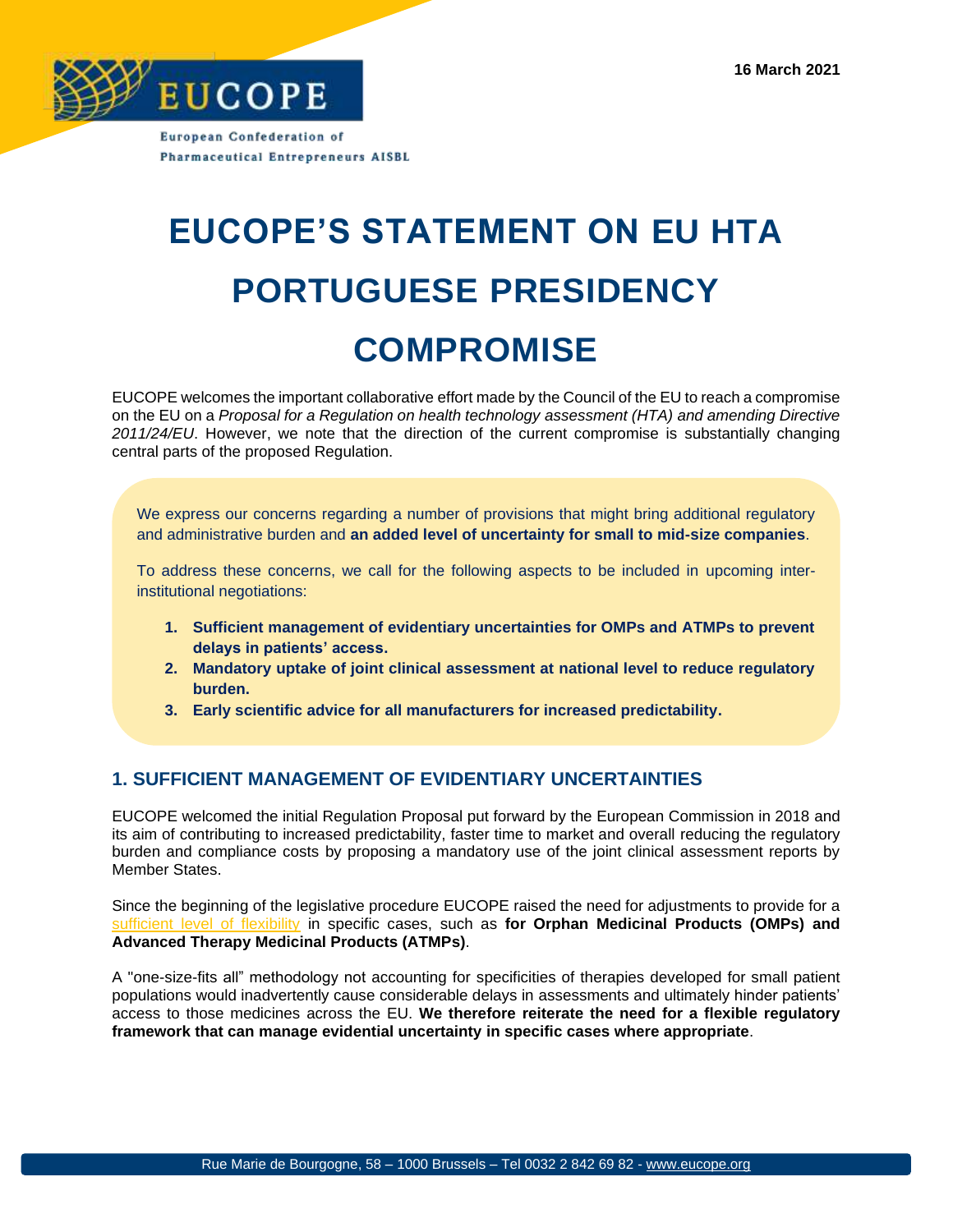EUCOPE

European Confederation of Pharmaceutical Entrepreneurs AISBL

16 March 2021

# EUCOPE'S STATEMENT ON EU HTA PORTUGUESE PRESIDENCY COMPROMISE

EUCOPE welcomes the important collaborative effort made by the Council of the EU to reach a compromise on the EU on a *Proposal for a Regulation on health technology assessment (HTA) and amending Directive 2011/24/EU*. However, we note that the direction of the current compromise is substantially changing central parts of the proposed Regulation.

We express our concerns regarding a number of provisions that might bring additional regulatory and administrative burden and **an added level of uncertainty for small to mid-size companies**.

To address these concerns, we call for the following aspects to be included in upcoming inter-institutional negotiations:

1. **Sufficient management of evidentiary uncertainties for OMPs and ATMPs to prevent delays in patients' access.**
2. **Mandatory uptake of joint clinical assessment at national level to reduce regulatory burden.**
3. **Early scientific advice for all manufacturers for increased predictability.**

## 1. SUFFICIENT MANAGEMENT OF EVIDENTIARY UNCERTAINTIES

EUCOPE welcomed the initial Regulation Proposal put forward by the European Commission in 2018 and its aim of contributing to increased predictability, faster time to market and overall reducing the regulatory burden and compliance costs by proposing a mandatory use of the joint clinical assessment reports by Member States.

Since the beginning of the legislative procedure EUCOPE raised the need for adjustments to provide for a sufficient level of flexibility in specific cases, such as **for Orphan Medicinal Products (OMPs) and Advanced Therapy Medicinal Products (ATMPs)**.

A "one-size-fits all" methodology not accounting for specificities of therapies developed for small patient populations would inadvertently cause considerable delays in assessments and ultimately hinder patients' access to those medicines across the EU. **We therefore reiterate the need for a flexible regulatory framework that can manage evidential uncertainty in specific cases where appropriate**.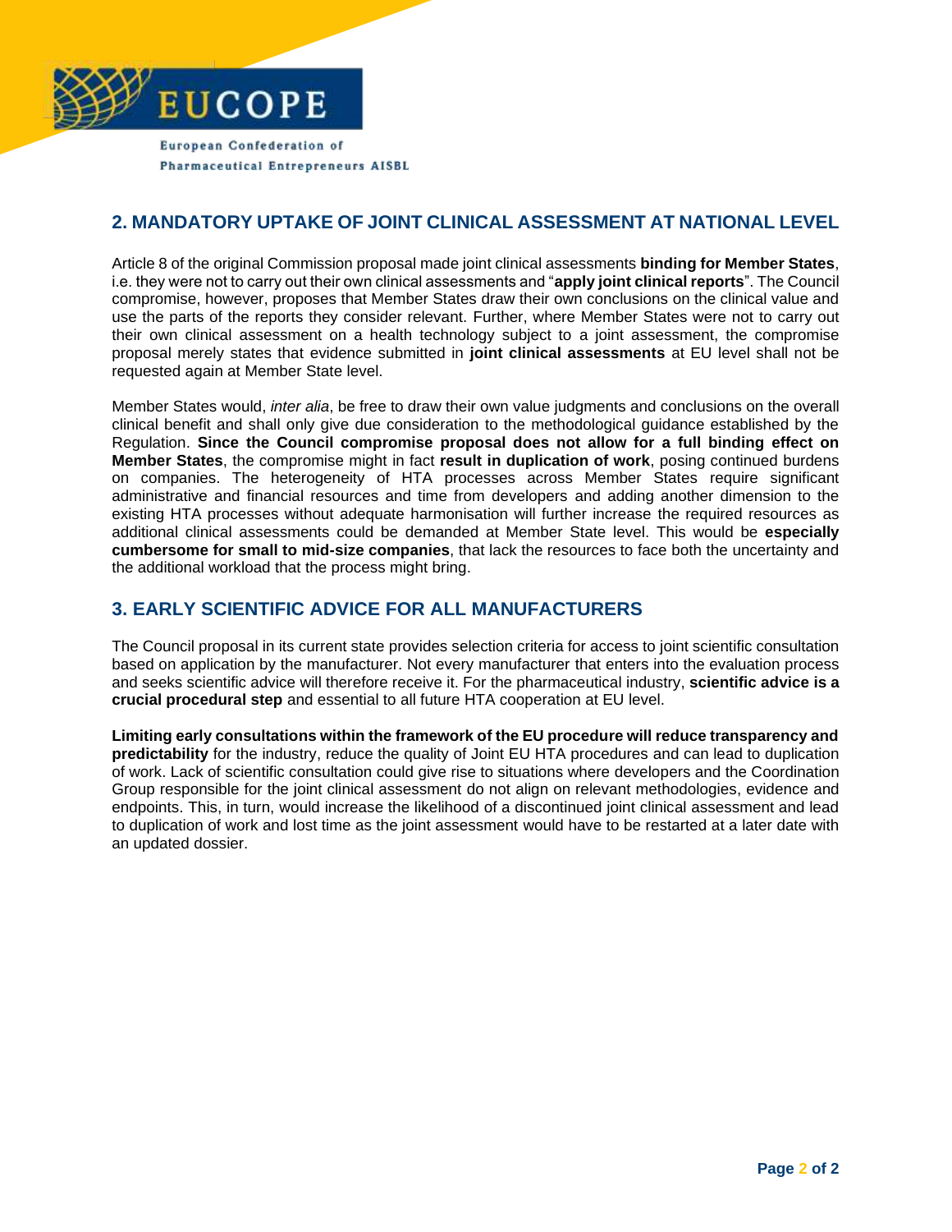## 2. MANDATORY UPTAKE OF JOINT CLINICAL ASSESSMENT AT NATIONAL LEVEL

Article 8 of the original Commission proposal made joint clinical assessments **binding for Member States**, i.e. they were not to carry out their own clinical assessments and "**apply joint clinical reports**". The Council compromise, however, proposes that Member States draw their own conclusions on the clinical value and use the parts of the reports they consider relevant. Further, where Member States were not to carry out their own clinical assessment on a health technology subject to a joint assessment, the compromise proposal merely states that evidence submitted in **joint clinical assessments** at EU level shall not be requested again at Member State level.

Member States would, *inter alia*, be free to draw their own value judgments and conclusions on the overall clinical benefit and shall only give due consideration to the methodological guidance established by the Regulation. **Since the Council compromise proposal does not allow for a full binding effect on Member States**, the compromise might in fact **result in duplication of work**, posing continued burdens on companies. The heterogeneity of HTA processes across Member States require significant administrative and financial resources and time from developers and adding another dimension to the existing HTA processes without adequate harmonisation will further increase the required resources as additional clinical assessments could be demanded at Member State level. This would be **especially cumbersome for small to mid-size companies**, that lack the resources to face both the uncertainty and the additional workload that the process might bring.

## 3. EARLY SCIENTIFIC ADVICE FOR ALL MANUFACTURERS

The Council proposal in its current state provides selection criteria for access to joint scientific consultation based on application by the manufacturer. Not every manufacturer that enters into the evaluation process and seeks scientific advice will therefore receive it. For the pharmaceutical industry, **scientific advice is a crucial procedural step** and essential to all future HTA cooperation at EU level.

**Limiting early consultations within the framework of the EU procedure will reduce transparency and predictability** for the industry, reduce the quality of Joint EU HTA procedures and can lead to duplication of work. Lack of scientific consultation could give rise to situations where developers and the Coordination Group responsible for the joint clinical assessment do not align on relevant methodologies, evidence and endpoints. This, in turn, would increase the likelihood of a discontinued joint clinical assessment and lead to duplication of work and lost time as the joint assessment would have to be restarted at a later date with an updated dossier.